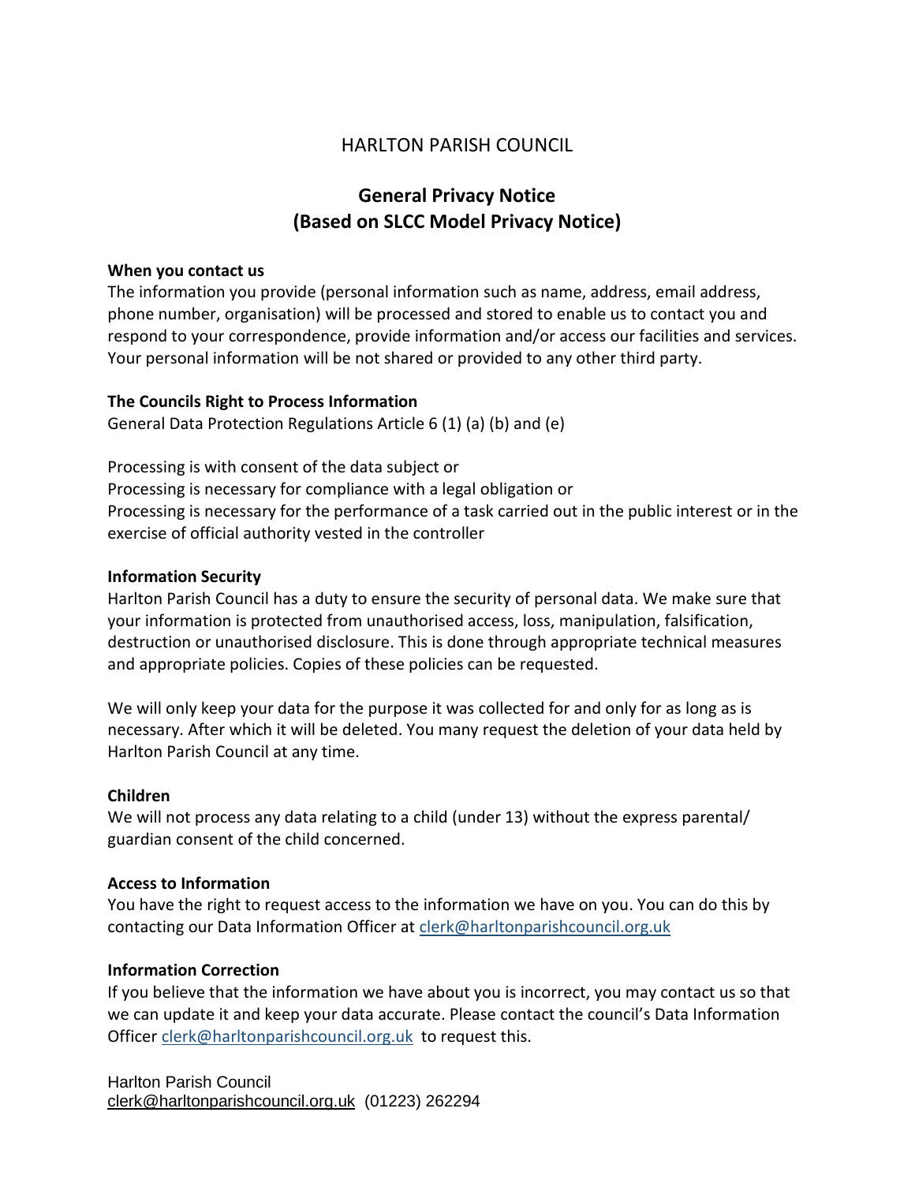HARLTON PARISH COUNCIL

# General Privacy Notice
# (Based on SLCC Model Privacy Notice)

**When you contact us**

The information you provide (personal information such as name, address, email address, phone number, organisation) will be processed and stored to enable us to contact you and respond to your correspondence, provide information and/or access our facilities and services. Your personal information will be not shared or provided to any other third party.

**The Councils Right to Process Information**

General Data Protection Regulations Article 6 (1) (a) (b) and (e)

Processing is with consent of the data subject or
Processing is necessary for compliance with a legal obligation or
Processing is necessary for the performance of a task carried out in the public interest or in the exercise of official authority vested in the controller

**Information Security**

Harlton Parish Council has a duty to ensure the security of personal data. We make sure that your information is protected from unauthorised access, loss, manipulation, falsification, destruction or unauthorised disclosure. This is done through appropriate technical measures and appropriate policies. Copies of these policies can be requested.

We will only keep your data for the purpose it was collected for and only for as long as is necessary. After which it will be deleted. You many request the deletion of your data held by Harlton Parish Council at any time.

**Children**

We will not process any data relating to a child (under 13) without the express parental/ guardian consent of the child concerned.

**Access to Information**

You have the right to request access to the information we have on you. You can do this by contacting our Data Information Officer at clerk@harltonparishcouncil.org.uk

**Information Correction**

If you believe that the information we have about you is incorrect, you may contact us so that we can update it and keep your data accurate. Please contact the council's Data Information Officer clerk@harltonparishcouncil.org.uk to request this.

Harlton Parish Council
clerk@harltonparishcouncil.org.uk (01223) 262294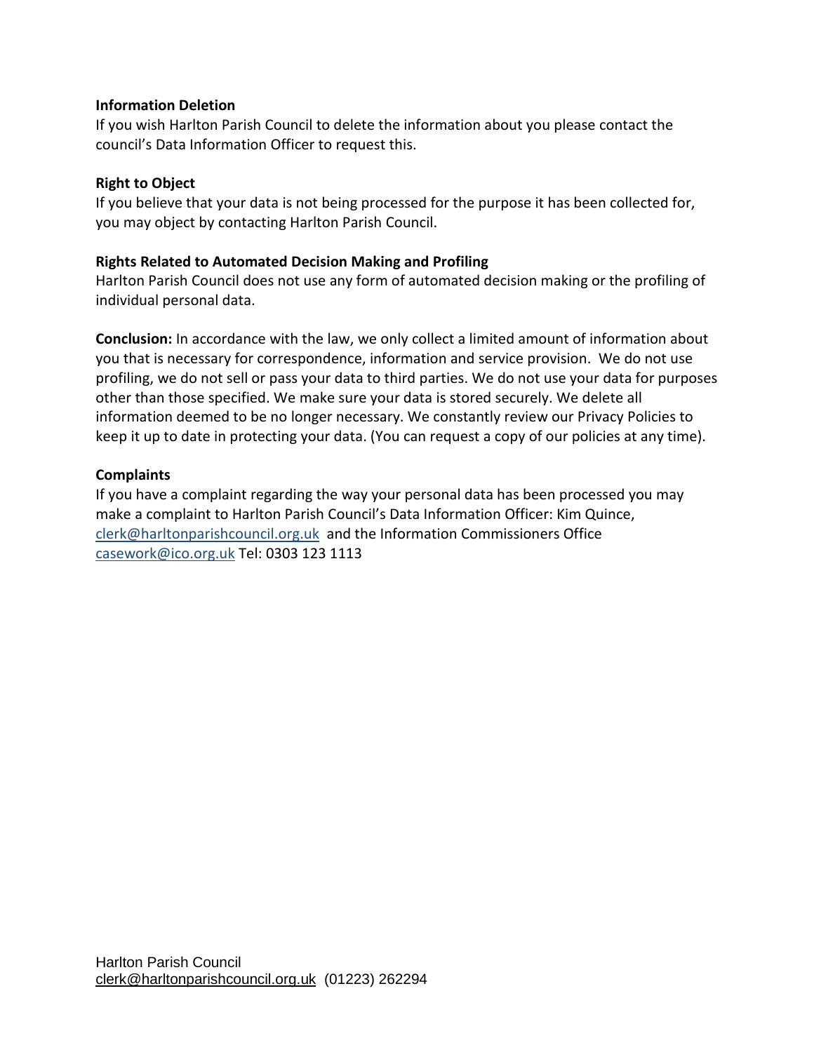**Information Deletion**

If you wish Harlton Parish Council to delete the information about you please contact the council's Data Information Officer to request this.

**Right to Object**

If you believe that your data is not being processed for the purpose it has been collected for, you may object by contacting Harlton Parish Council.

**Rights Related to Automated Decision Making and Profiling**

Harlton Parish Council does not use any form of automated decision making or the profiling of individual personal data.

**Conclusion:** In accordance with the law, we only collect a limited amount of information about you that is necessary for correspondence, information and service provision. We do not use profiling, we do not sell or pass your data to third parties. We do not use your data for purposes other than those specified. We make sure your data is stored securely. We delete all information deemed to be no longer necessary. We constantly review our Privacy Policies to keep it up to date in protecting your data. (You can request a copy of our policies at any time).

**Complaints**

If you have a complaint regarding the way your personal data has been processed you may make a complaint to Harlton Parish Council's Data Information Officer: Kim Quince, clerk@harltonparishcouncil.org.uk and the Information Commissioners Office casework@ico.org.uk Tel: 0303 123 1113

Harlton Parish Council
clerk@harltonparishcouncil.org.uk (01223) 262294